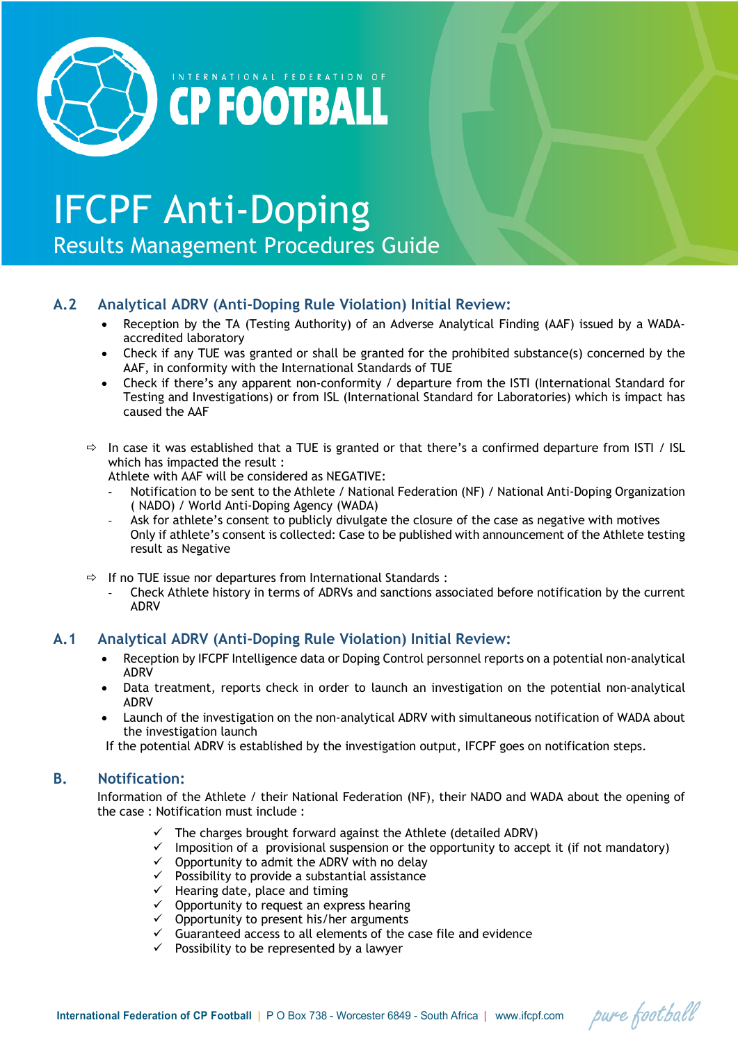# IFCPF Anti-Doping

## Results Management Procedures Guide

### A.2 Analytical ADRV (Anti-Doping Rule Violation) Initial Review:

- Reception by the TA (Testing Authority) of an Adverse Analytical Finding (AAF) issued by a WADA-accredited laboratory
- Check if any TUE was granted or shall be granted for the prohibited substance(s) concerned by the AAF, in conformity with the International Standards of TUE
- Check if there's any apparent non-conformity / departure from the ISTI (International Standard for Testing and Investigations) or from ISL (International Standard for Laboratories) which is impact has caused the AAF

⇨ In case it was established that a TUE is granted or that there's a confirmed departure from ISTI / ISL which has impacted the result :
Athlete with AAF will be considered as NEGATIVE:
- Notification to be sent to the Athlete / National Federation (NF) / National Anti-Doping Organization ( NADO) / World Anti-Doping Agency (WADA)
- Ask for athlete's consent to publicly divulgate the closure of the case as negative with motives
  Only if athlete's consent is collected: Case to be published with announcement of the Athlete testing result as Negative

⇨ If no TUE issue nor departures from International Standards :
- Check Athlete history in terms of ADRVs and sanctions associated before notification by the current ADRV

### A.1 Analytical ADRV (Anti-Doping Rule Violation) Initial Review:

- Reception by IFCPF Intelligence data or Doping Control personnel reports on a potential non-analytical ADRV
- Data treatment, reports check in order to launch an investigation on the potential non-analytical ADRV
- Launch of the investigation on the non-analytical ADRV with simultaneous notification of WADA about the investigation launch

If the potential ADRV is established by the investigation output, IFCPF goes on notification steps.

### B. Notification:

Information of the Athlete / their National Federation (NF), their NADO and WADA about the opening of the case : Notification must include :

- ✓ The charges brought forward against the Athlete (detailed ADRV)
- ✓ Imposition of a provisional suspension or the opportunity to accept it (if not mandatory)
- ✓ Opportunity to admit the ADRV with no delay
- ✓ Possibility to provide a substantial assistance
- ✓ Hearing date, place and timing
- ✓ Opportunity to request an express hearing
- ✓ Opportunity to present his/her arguments
- ✓ Guaranteed access to all elements of the case file and evidence
- ✓ Possibility to be represented by a lawyer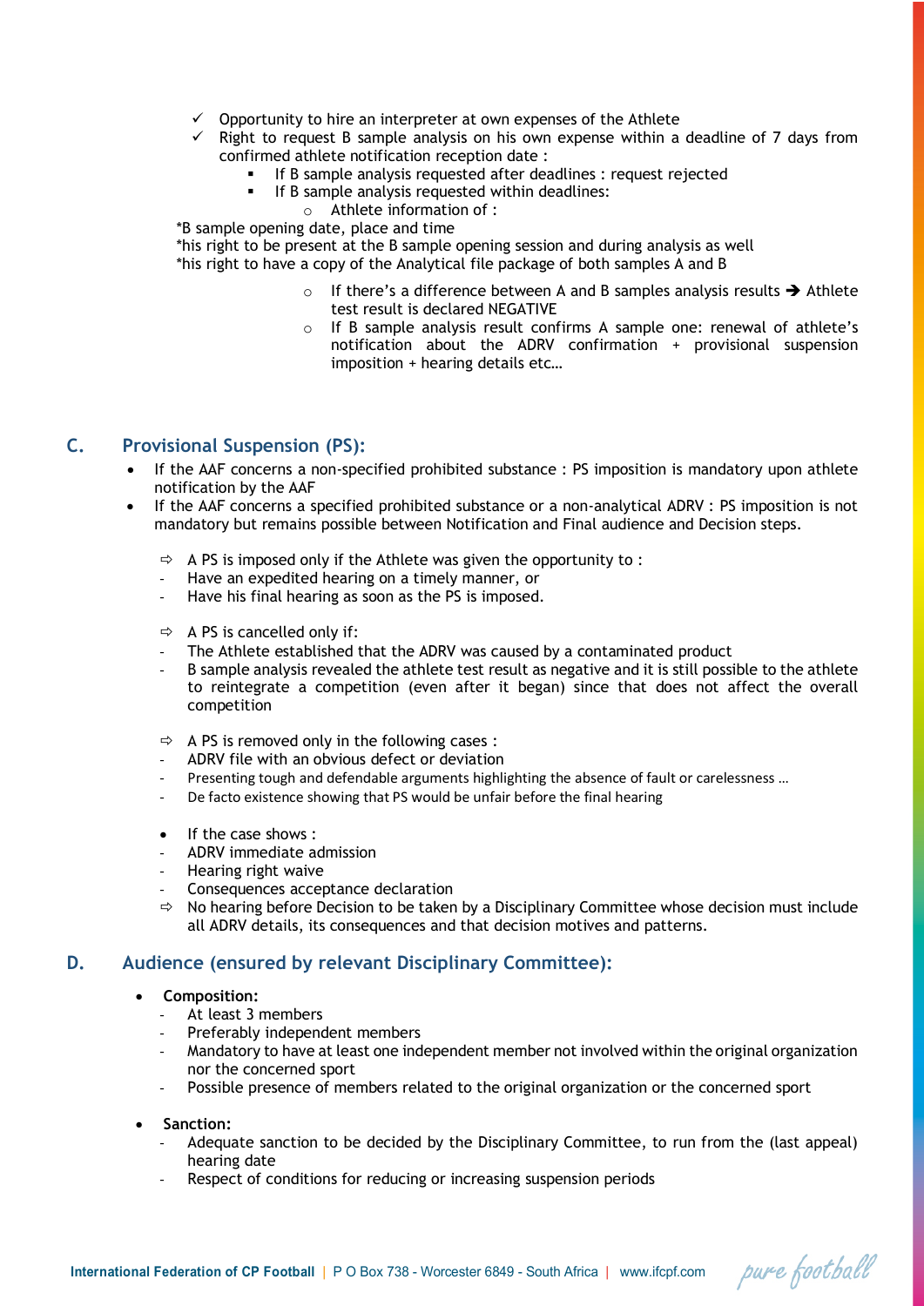- ✓ Opportunity to hire an interpreter at own expenses of the Athlete
- ✓ Right to request B sample analysis on his own expense within a deadline of 7 days from confirmed athlete notification reception date :
    - If B sample analysis requested after deadlines : request rejected
    - If B sample analysis requested within deadlines:
        - Athlete information of :

*B sample opening date, place and time
*his right to be present at the B sample opening session and during analysis as well
*his right to have a copy of the Analytical file package of both samples A and B

- If there's a difference between A and B samples analysis results → Athlete test result is declared NEGATIVE
- If B sample analysis result confirms A sample one: renewal of athlete's notification about the ADRV confirmation + provisional suspension imposition + hearing details etc…

## C. Provisional Suspension (PS):

- If the AAF concerns a non-specified prohibited substance : PS imposition is mandatory upon athlete notification by the AAF
- If the AAF concerns a specified prohibited substance or a non-analytical ADRV : PS imposition is not mandatory but remains possible between Notification and Final audience and Decision steps.

⇨ A PS is imposed only if the Athlete was given the opportunity to :
- Have an expedited hearing on a timely manner, or
- Have his final hearing as soon as the PS is imposed.

⇨ A PS is cancelled only if:
- The Athlete established that the ADRV was caused by a contaminated product
- B sample analysis revealed the athlete test result as negative and it is still possible to the athlete to reintegrate a competition (even after it began) since that does not affect the overall competition

⇨ A PS is removed only in the following cases :
- ADRV file with an obvious defect or deviation
- Presenting tough and defendable arguments highlighting the absence of fault or carelessness …
- De facto existence showing that PS would be unfair before the final hearing

- If the case shows :
    - ADRV immediate admission
    - Hearing right waive
    - Consequences acceptance declaration

⇨ No hearing before Decision to be taken by a Disciplinary Committee whose decision must include all ADRV details, its consequences and that decision motives and patterns.

## D. Audience (ensured by relevant Disciplinary Committee):

- **Composition:**
    - At least 3 members
    - Preferably independent members
    - Mandatory to have at least one independent member not involved within the original organization nor the concerned sport
    - Possible presence of members related to the original organization or the concerned sport

- **Sanction:**
    - Adequate sanction to be decided by the Disciplinary Committee, to run from the (last appeal) hearing date
    - Respect of conditions for reducing or increasing suspension periods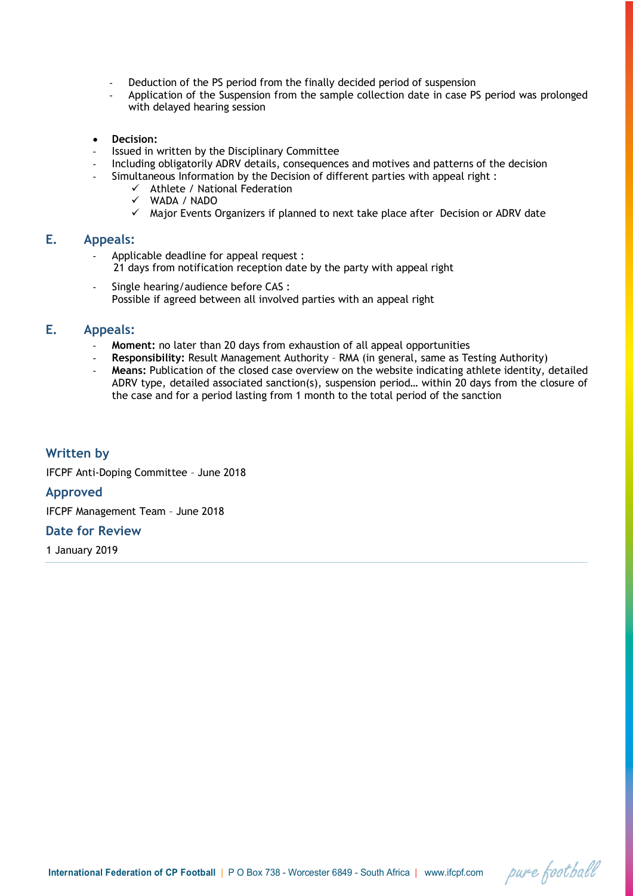- Deduction of the PS period from the finally decided period of suspension
- Application of the Suspension from the sample collection date in case PS period was prolonged with delayed hearing session

- **Decision:**
- Issued in written by the Disciplinary Committee
- Including obligatorily ADRV details, consequences and motives and patterns of the decision
- Simultaneous Information by the Decision of different parties with appeal right :
  - ✓ Athlete / National Federation
  - ✓ WADA / NADO
  - ✓ Major Events Organizers if planned to next take place after Decision or ADRV date

## E. Appeals:

- Applicable deadline for appeal request :
  21 days from notification reception date by the party with appeal right
- Single hearing/audience before CAS :
  Possible if agreed between all involved parties with an appeal right

## E. Appeals:

- **Moment:** no later than 20 days from exhaustion of all appeal opportunities
- **Responsibility:** Result Management Authority – RMA (in general, same as Testing Authority)
- **Means:** Publication of the closed case overview on the website indicating athlete identity, detailed ADRV type, detailed associated sanction(s), suspension period… within 20 days from the closure of the case and for a period lasting from 1 month to the total period of the sanction

### Written by

IFCPF Anti-Doping Committee – June 2018

### Approved

IFCPF Management Team – June 2018

### Date for Review

1 January 2019